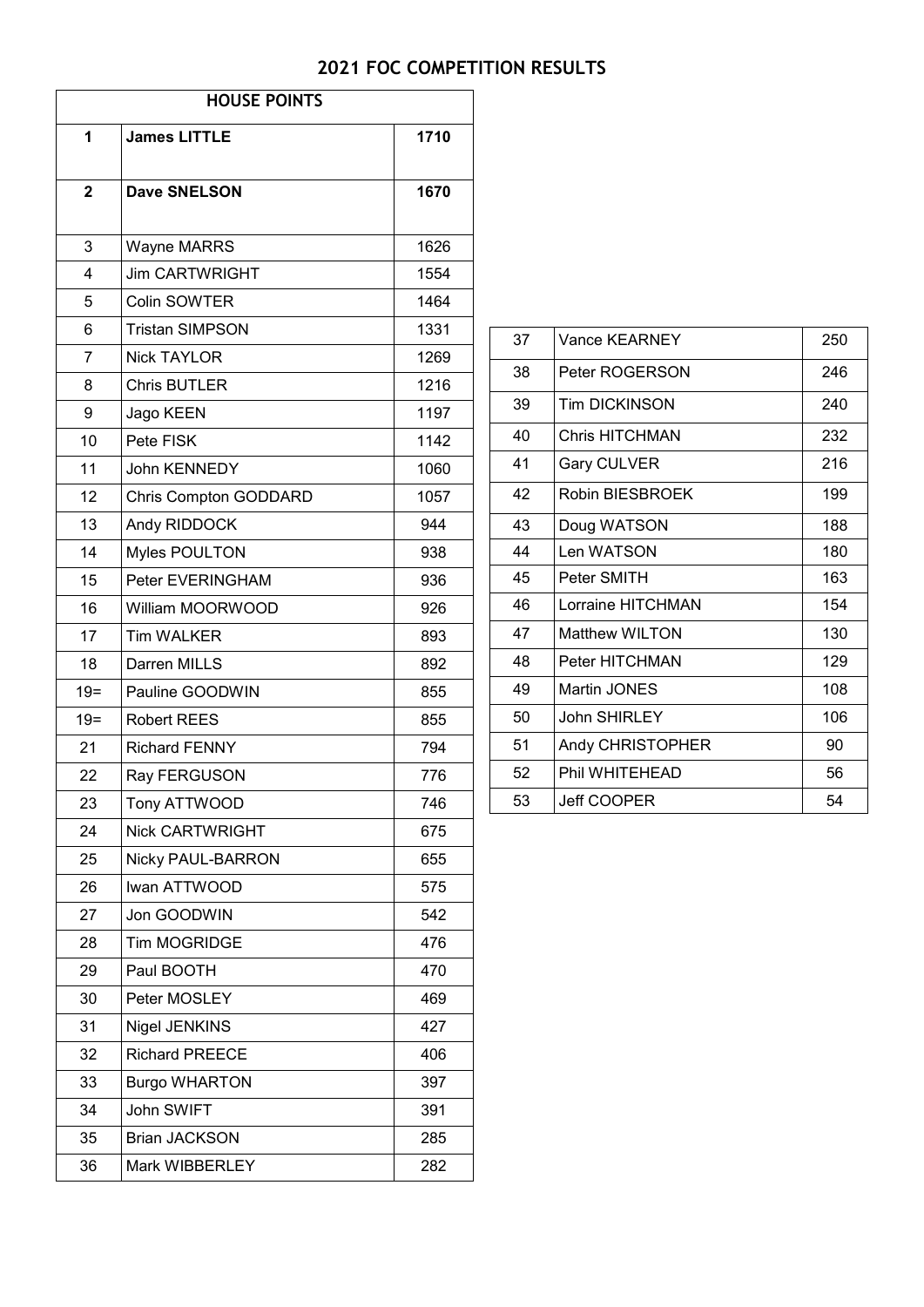## 2021 FOC COMPETITION RESULTS

| HOUSE POINTS | | |
|---|---|---|
| **1** | **James LITTLE** | **1710** |
| **2** | **Dave SNELSON** | **1670** |
| 3 | Wayne MARRS | 1626 |
| 4 | Jim CARTWRIGHT | 1554 |
| 5 | Colin SOWTER | 1464 |
| 6 | Tristan SIMPSON | 1331 |
| 7 | Nick TAYLOR | 1269 |
| 8 | Chris BUTLER | 1216 |
| 9 | Jago KEEN | 1197 |
| 10 | Pete FISK | 1142 |
| 11 | John KENNEDY | 1060 |
| 12 | Chris Compton GODDARD | 1057 |
| 13 | Andy RIDDOCK | 944 |
| 14 | Myles POULTON | 938 |
| 15 | Peter EVERINGHAM | 936 |
| 16 | William MOORWOOD | 926 |
| 17 | Tim WALKER | 893 |
| 18 | Darren MILLS | 892 |
| 19= | Pauline GOODWIN | 855 |
| 19= | Robert REES | 855 |
| 21 | Richard FENNY | 794 |
| 22 | Ray FERGUSON | 776 |
| 23 | Tony ATTWOOD | 746 |
| 24 | Nick CARTWRIGHT | 675 |
| 25 | Nicky PAUL-BARRON | 655 |
| 26 | Iwan ATTWOOD | 575 |
| 27 | Jon GOODWIN | 542 |
| 28 | Tim MOGRIDGE | 476 |
| 29 | Paul BOOTH | 470 |
| 30 | Peter MOSLEY | 469 |
| 31 | Nigel JENKINS | 427 |
| 32 | Richard PREECE | 406 |
| 33 | Burgo WHARTON | 397 |
| 34 | John SWIFT | 391 |
| 35 | Brian JACKSON | 285 |
| 36 | Mark WIBBERLEY | 282 |
| 37 | Vance KEARNEY | 250 |
| 38 | Peter ROGERSON | 246 |
| 39 | Tim DICKINSON | 240 |
| 40 | Chris HITCHMAN | 232 |
| 41 | Gary CULVER | 216 |
| 42 | Robin BIESBROEK | 199 |
| 43 | Doug WATSON | 188 |
| 44 | Len WATSON | 180 |
| 45 | Peter SMITH | 163 |
| 46 | Lorraine HITCHMAN | 154 |
| 47 | Matthew WILTON | 130 |
| 48 | Peter HITCHMAN | 129 |
| 49 | Martin JONES | 108 |
| 50 | John SHIRLEY | 106 |
| 51 | Andy CHRISTOPHER | 90 |
| 52 | Phil WHITEHEAD | 56 |
| 53 | Jeff COOPER | 54 |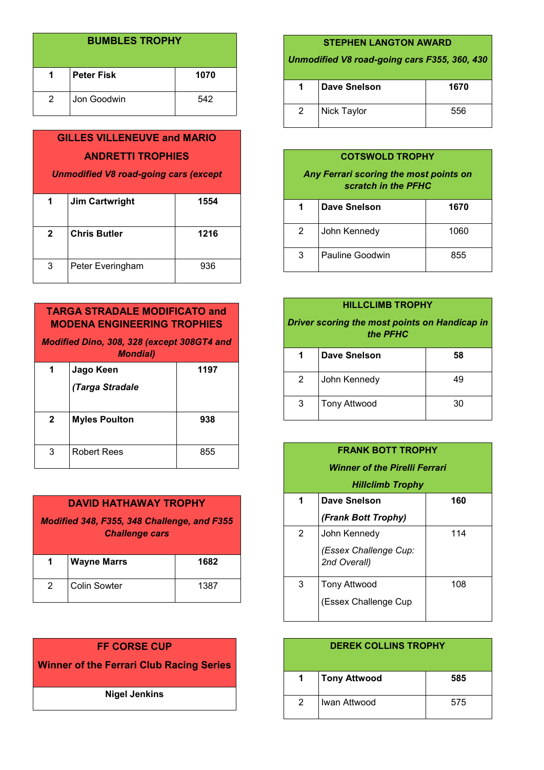| BUMBLES TROPHY | | |
|---|---|---|
| **1** | **Peter Fisk** | **1070** |
| 2 | Jon Goodwin | 542 |

| GILLES VILLENEUVE and MARIO ANDRETTI TROPHIES<br>*Unmodified V8 road-going cars (except* | | |
|---|---|---|
| **1** | **Jim Cartwright** | **1554** |
| **2** | **Chris Butler** | **1216** |
| 3 | Peter Everingham | 936 |

| TARGA STRADALE MODIFICATO and MODENA ENGINEERING TROPHIES<br>*Modified Dino, 308, 328 (except 308GT4 and Mondial)* | | |
|---|---|---|
| **1** | **Jago Keen**<br>***(Targa Stradale*** | **1197** |
| **2** | **Myles Poulton** | **938** |
| 3 | Robert Rees | 855 |

| DAVID HATHAWAY TROPHY<br>*Modified 348, F355, 348 Challenge, and F355 Challenge cars* | | |
|---|---|---|
| **1** | **Wayne Marrs** | **1682** |
| 2 | Colin Sowter | 1387 |

| FF CORSE CUP<br>Winner of the Ferrari Club Racing Series |
|---|
| **Nigel Jenkins** |

| STEPHEN LANGTON AWARD<br>*Unmodified V8 road-going cars F355, 360, 430* | | |
|---|---|---|
| **1** | **Dave Snelson** | **1670** |
| 2 | Nick Taylor | 556 |

| COTSWOLD TROPHY<br>*Any Ferrari scoring the most points on scratch in the PFHC* | | |
|---|---|---|
| **1** | **Dave Snelson** | **1670** |
| 2 | John Kennedy | 1060 |
| 3 | Pauline Goodwin | 855 |

| HILLCLIMB TROPHY<br>*Driver scoring the most points on Handicap in the PFHC* | | |
|---|---|---|
| **1** | **Dave Snelson** | **58** |
| 2 | John Kennedy | 49 |
| 3 | Tony Attwood | 30 |

| FRANK BOTT TROPHY<br>*Winner of the Pirelli Ferrari Hillclimb Trophy* | | |
|---|---|---|
| **1** | **Dave Snelson**<br>***(Frank Bott Trophy)*** | **160** |
| 2 | John Kennedy<br>*(Essex Challenge Cup: 2nd Overall)* | 114 |
| 3 | Tony Attwood<br>(Essex Challenge Cup | 108 |

| DEREK COLLINS TROPHY | | |
|---|---|---|
| **1** | **Tony Attwood** | **585** |
| 2 | Iwan Attwood | 575 |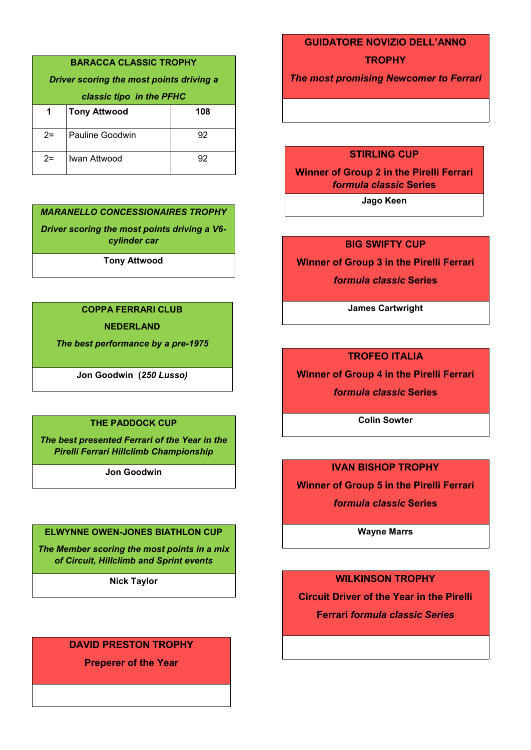**BARACCA CLASSIC TROPHY**

***Driver scoring the most points driving a classic tipo in the PFHC***

| | | |
|---|---|---|
| **1** | **Tony Attwood** | **108** |
| 2= | Pauline Goodwin | 92 |
| 2= | Iwan Attwood | 92 |

***MARANELLO CONCESSIONAIRES TROPHY***

***Driver scoring the most points driving a V6-cylinder car***

**Tony Attwood**

**COPPA FERRARI CLUB NEDERLAND**

***The best performance by a pre-1975***

**Jon Goodwin (*250 Lusso)***

**THE PADDOCK CUP**

***The best presented Ferrari of the Year in the Pirelli Ferrari Hillclimb Championship***

**Jon Goodwin**

**ELWYNNE OWEN-JONES BIATHLON CUP**

***The Member scoring the most points in a mix of Circuit, Hillclimb and Sprint events***

**Nick Taylor**

**DAVID PRESTON TROPHY**

**Preperer of the Year**

**GUIDATORE NOVIZIO DELL'ANNO TROPHY**

***The most promising Newcomer to Ferrari***

**STIRLING CUP**

**Winner of Group 2 in the Pirelli Ferrari *formula classic* Series**

**Jago Keen**

**BIG SWIFTY CUP**

**Winner of Group 3 in the Pirelli Ferrari *formula classic* Series**

**James Cartwright**

**TROFEO ITALIA**

**Winner of Group 4 in the Pirelli Ferrari *formula classic* Series**

**Colin Sowter**

**IVAN BISHOP TROPHY**

**Winner of Group 5 in the Pirelli Ferrari *formula classic* Series**

**Wayne Marrs**

**WILKINSON TROPHY**

**Circuit Driver of the Year in the Pirelli Ferrari *formula classic Series***